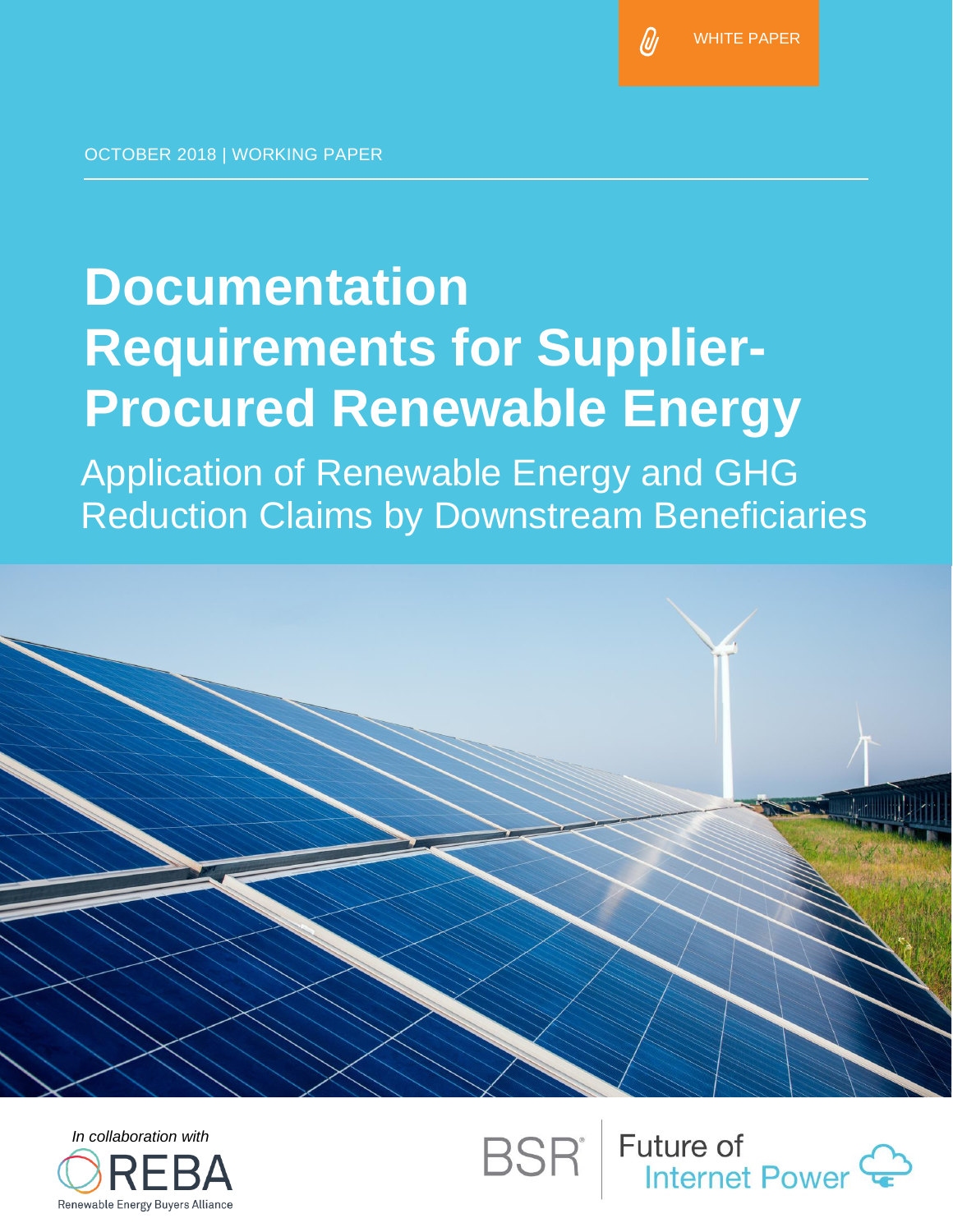WHITE PAPER

OCTOBER 2018 | WORKING PAPER

# Documentation Requirements for Supplier-Procured Renewable Energy

## Application of Renewable Energy and GHG Reduction Claims by Downstream Beneficiaries

*In collaboration with*

REBA
Renewable Energy Buyers Alliance

BSR® | Future of Internet Power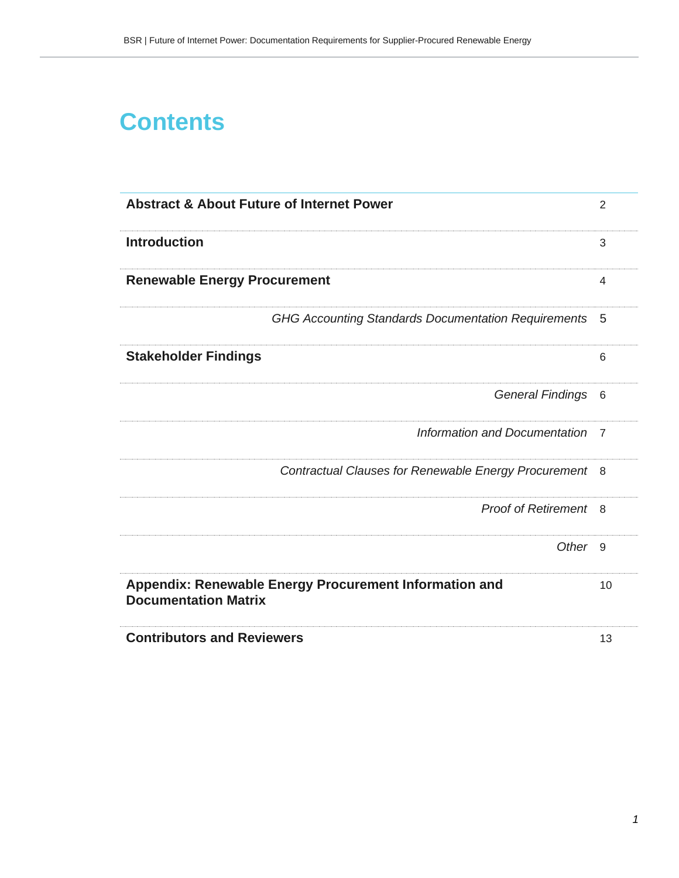# Contents

| | |
|---|---|
| **Abstract & About Future of Internet Power** | 2 |
| **Introduction** | 3 |
| **Renewable Energy Procurement** | 4 |
| *GHG Accounting Standards Documentation Requirements* | 5 |
| **Stakeholder Findings** | 6 |
| *General Findings* | 6 |
| *Information and Documentation* | 7 |
| *Contractual Clauses for Renewable Energy Procurement* | 8 |
| *Proof of Retirement* | 8 |
| *Other* | 9 |
| **Appendix: Renewable Energy Procurement Information and Documentation Matrix** | 10 |
| **Contributors and Reviewers** | 13 |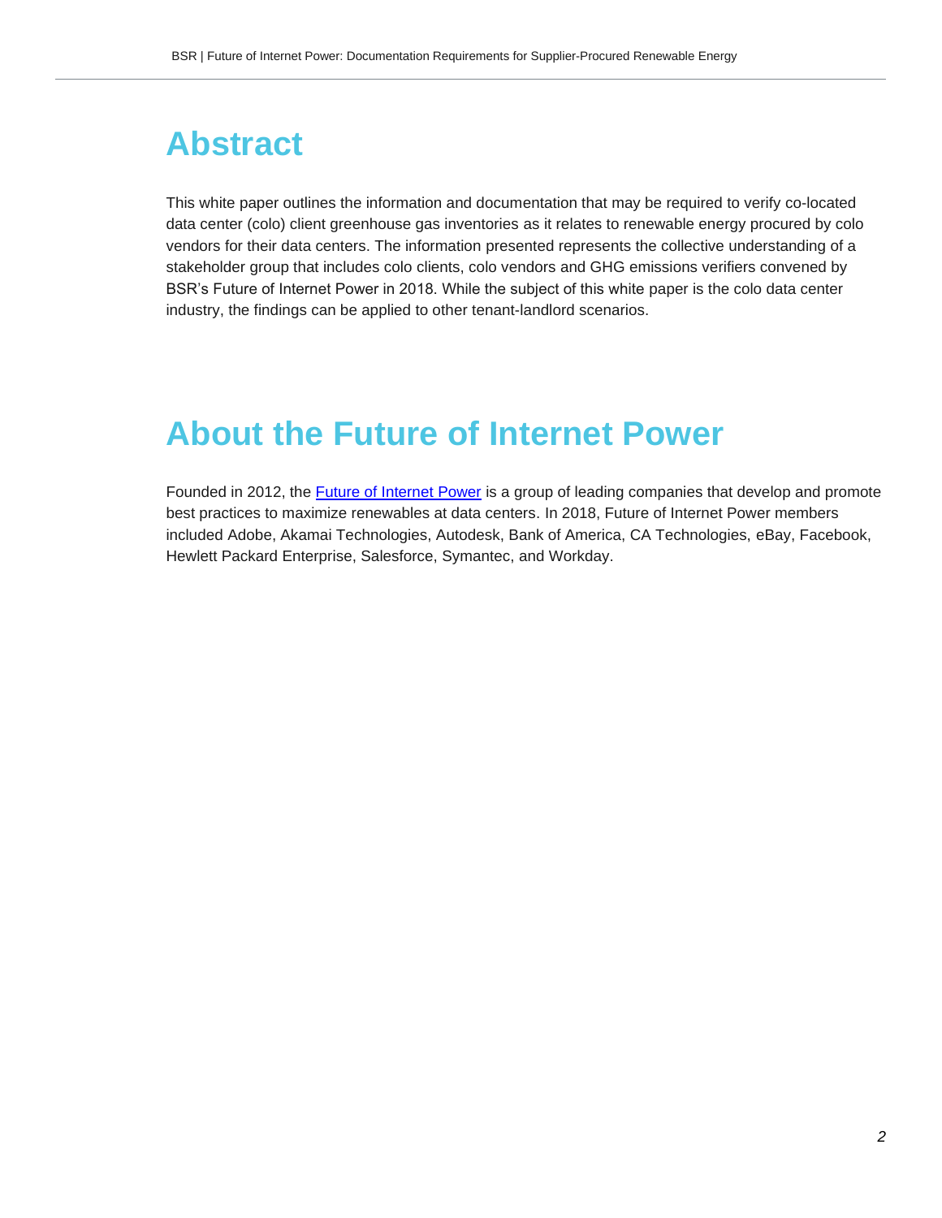# Abstract

This white paper outlines the information and documentation that may be required to verify co-located data center (colo) client greenhouse gas inventories as it relates to renewable energy procured by colo vendors for their data centers. The information presented represents the collective understanding of a stakeholder group that includes colo clients, colo vendors and GHG emissions verifiers convened by BSR's Future of Internet Power in 2018. While the subject of this white paper is the colo data center industry, the findings can be applied to other tenant-landlord scenarios.

# About the Future of Internet Power

Founded in 2012, the Future of Internet Power is a group of leading companies that develop and promote best practices to maximize renewables at data centers. In 2018, Future of Internet Power members included Adobe, Akamai Technologies, Autodesk, Bank of America, CA Technologies, eBay, Facebook, Hewlett Packard Enterprise, Salesforce, Symantec, and Workday.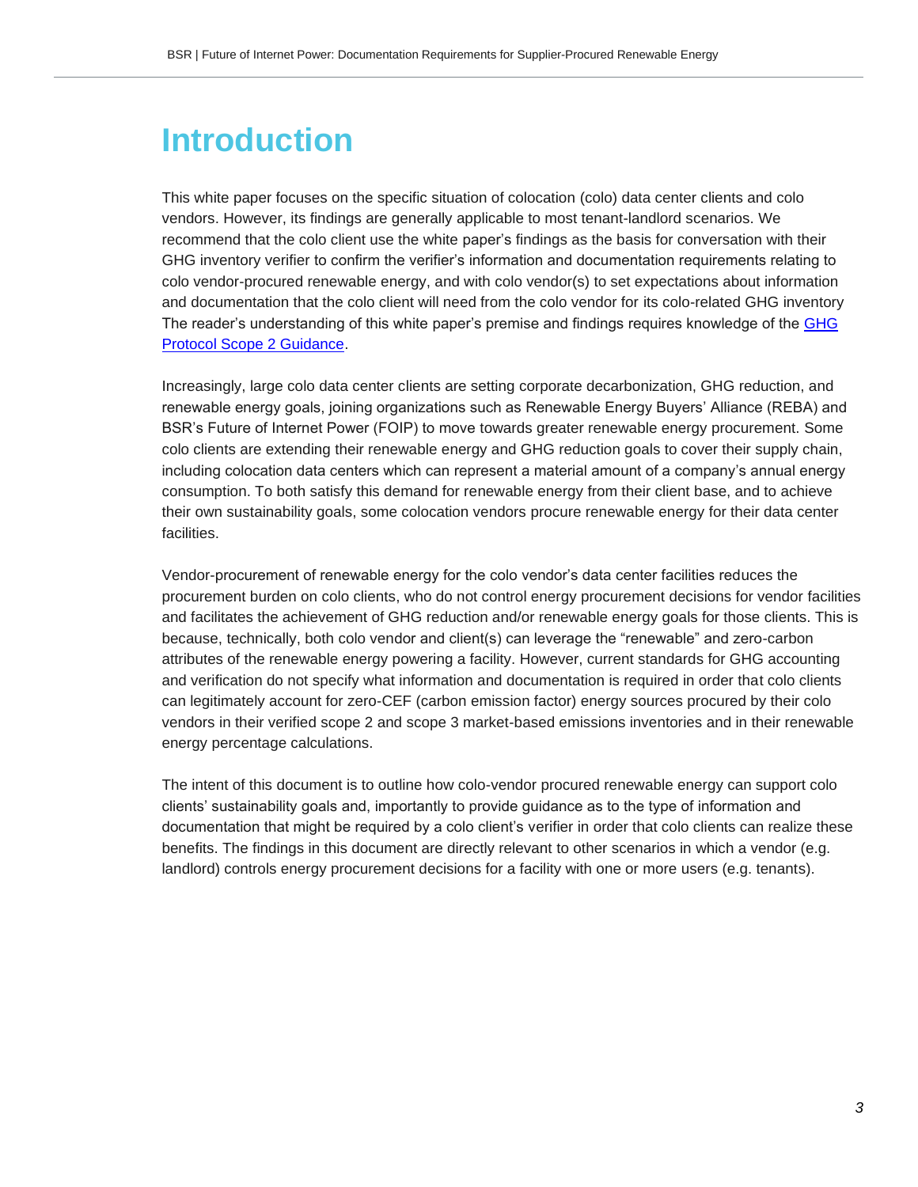# Introduction

This white paper focuses on the specific situation of colocation (colo) data center clients and colo vendors. However, its findings are generally applicable to most tenant-landlord scenarios. We recommend that the colo client use the white paper's findings as the basis for conversation with their GHG inventory verifier to confirm the verifier's information and documentation requirements relating to colo vendor-procured renewable energy, and with colo vendor(s) to set expectations about information and documentation that the colo client will need from the colo vendor for its colo-related GHG inventory The reader's understanding of this white paper's premise and findings requires knowledge of the [GHG Protocol Scope 2 Guidance](GHG Protocol Scope 2 Guidance).

Increasingly, large colo data center clients are setting corporate decarbonization, GHG reduction, and renewable energy goals, joining organizations such as Renewable Energy Buyers' Alliance (REBA) and BSR's Future of Internet Power (FOIP) to move towards greater renewable energy procurement. Some colo clients are extending their renewable energy and GHG reduction goals to cover their supply chain, including colocation data centers which can represent a material amount of a company's annual energy consumption. To both satisfy this demand for renewable energy from their client base, and to achieve their own sustainability goals, some colocation vendors procure renewable energy for their data center facilities.

Vendor-procurement of renewable energy for the colo vendor's data center facilities reduces the procurement burden on colo clients, who do not control energy procurement decisions for vendor facilities and facilitates the achievement of GHG reduction and/or renewable energy goals for those clients. This is because, technically, both colo vendor and client(s) can leverage the "renewable" and zero-carbon attributes of the renewable energy powering a facility. However, current standards for GHG accounting and verification do not specify what information and documentation is required in order that colo clients can legitimately account for zero-CEF (carbon emission factor) energy sources procured by their colo vendors in their verified scope 2 and scope 3 market-based emissions inventories and in their renewable energy percentage calculations.

The intent of this document is to outline how colo-vendor procured renewable energy can support colo clients' sustainability goals and, importantly to provide guidance as to the type of information and documentation that might be required by a colo client's verifier in order that colo clients can realize these benefits. The findings in this document are directly relevant to other scenarios in which a vendor (e.g. landlord) controls energy procurement decisions for a facility with one or more users (e.g. tenants).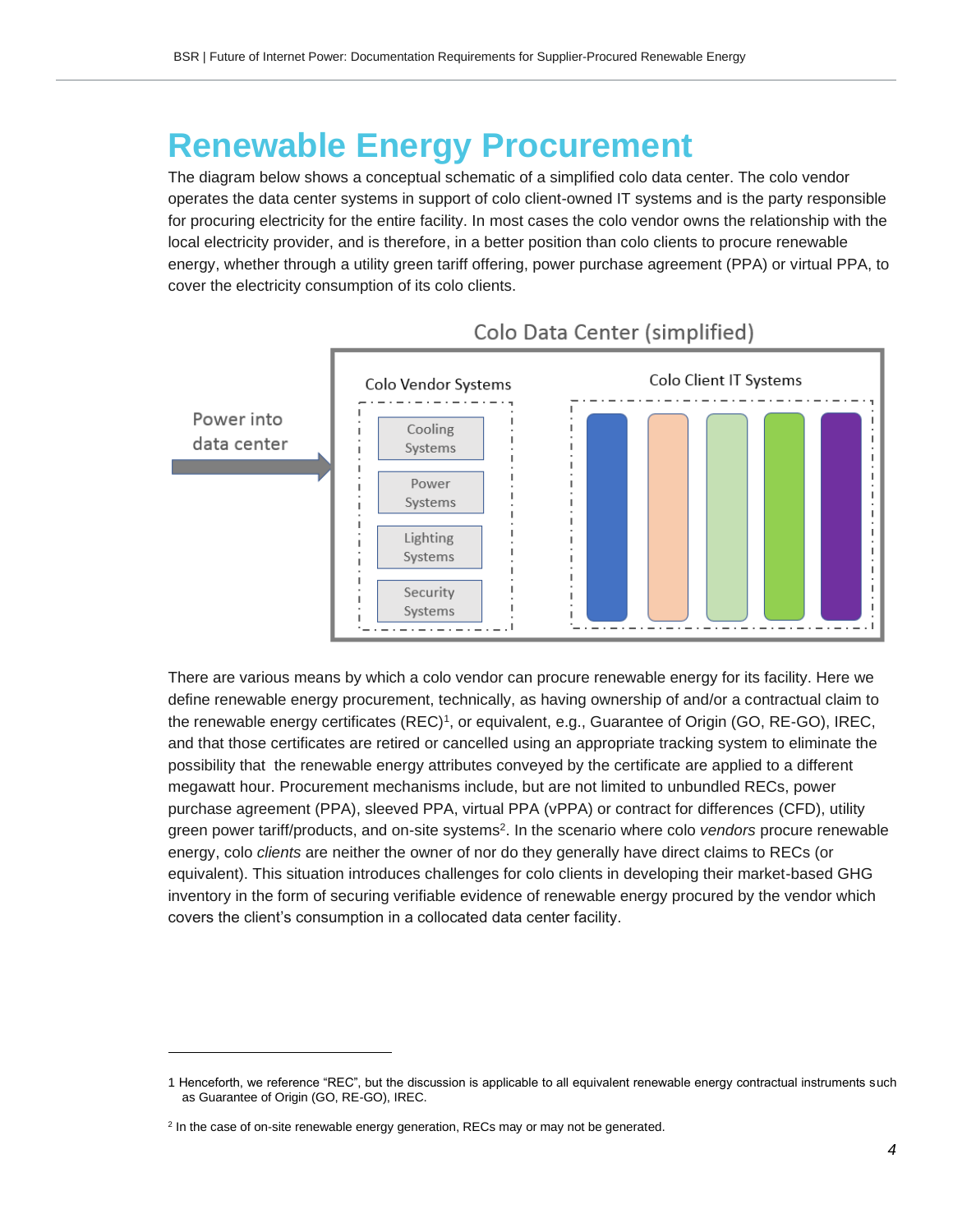# Renewable Energy Procurement

The diagram below shows a conceptual schematic of a simplified colo data center. The colo vendor operates the data center systems in support of colo client-owned IT systems and is the party responsible for procuring electricity for the entire facility. In most cases the colo vendor owns the relationship with the local electricity provider, and is therefore, in a better position than colo clients to procure renewable energy, whether through a utility green tariff offering, power purchase agreement (PPA) or virtual PPA, to cover the electricity consumption of its colo clients.

Colo Data Center (simplified)

Power into data center

Colo Vendor Systems: Cooling Systems, Power Systems, Lighting Systems, Security Systems

Colo Client IT Systems

There are various means by which a colo vendor can procure renewable energy for its facility. Here we define renewable energy procurement, technically, as having ownership of and/or a contractual claim to the renewable energy certificates (REC)[1], or equivalent, e.g., Guarantee of Origin (GO, RE-GO), IREC, and that those certificates are retired or cancelled using an appropriate tracking system to eliminate the possibility that the renewable energy attributes conveyed by the certificate are applied to a different megawatt hour. Procurement mechanisms include, but are not limited to unbundled RECs, power purchase agreement (PPA), sleeved PPA, virtual PPA (vPPA) or contract for differences (CFD), utility green power tariff/products, and on-site systems[2]. In the scenario where colo *vendors* procure renewable energy, colo *clients* are neither the owner of nor do they generally have direct claims to RECs (or equivalent). This situation introduces challenges for colo clients in developing their market-based GHG inventory in the form of securing verifiable evidence of renewable energy procured by the vendor which covers the client's consumption in a collocated data center facility.

---

1 Henceforth, we reference "REC", but the discussion is applicable to all equivalent renewable energy contractual instruments such as Guarantee of Origin (GO, RE-GO), IREC.

2 In the case of on-site renewable energy generation, RECs may or may not be generated.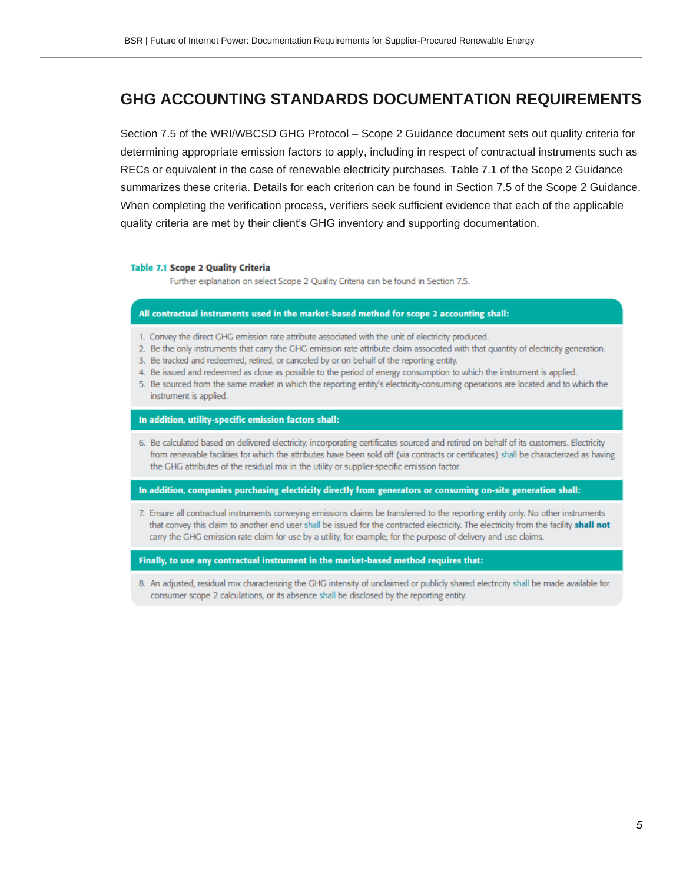## GHG ACCOUNTING STANDARDS DOCUMENTATION REQUIREMENTS

Section 7.5 of the WRI/WBCSD GHG Protocol – Scope 2 Guidance document sets out quality criteria for determining appropriate emission factors to apply, including in respect of contractual instruments such as RECs or equivalent in the case of renewable electricity purchases. Table 7.1 of the Scope 2 Guidance summarizes these criteria. Details for each criterion can be found in Section 7.5 of the Scope 2 Guidance. When completing the verification process, verifiers seek sufficient evidence that each of the applicable quality criteria are met by their client's GHG inventory and supporting documentation.

**Table 7.1 Scope 2 Quality Criteria**

Further explanation on select Scope 2 Quality Criteria can be found in Section 7.5.

**All contractual instruments used in the market-based method for scope 2 accounting shall:**

1. Convey the direct GHG emission rate attribute associated with the unit of electricity produced.
2. Be the only instruments that carry the GHG emission rate attribute claim associated with that quantity of electricity generation.
3. Be tracked and redeemed, retired, or canceled by or on behalf of the reporting entity.
4. Be issued and redeemed as close as possible to the period of energy consumption to which the instrument is applied.
5. Be sourced from the same market in which the reporting entity's electricity-consuming operations are located and to which the instrument is applied.

**In addition, utility-specific emission factors shall:**

6. Be calculated based on delivered electricity, incorporating certificates sourced and retired on behalf of its customers. Electricity from renewable facilities for which the attributes have been sold off (via contracts or certificates) shall be characterized as having the GHG attributes of the residual mix in the utility or supplier-specific emission factor.

**In addition, companies purchasing electricity directly from generators or consuming on-site generation shall:**

7. Ensure all contractual instruments conveying emissions claims be transferred to the reporting entity only. No other instruments that convey this claim to another end user shall be issued for the contracted electricity. The electricity from the facility **shall not** carry the GHG emission rate claim for use by a utility, for example, for the purpose of delivery and use claims.

**Finally, to use any contractual instrument in the market-based method requires that:**

8. An adjusted, residual mix characterizing the GHG intensity of unclaimed or publicly shared electricity shall be made available for consumer scope 2 calculations, or its absence shall be disclosed by the reporting entity.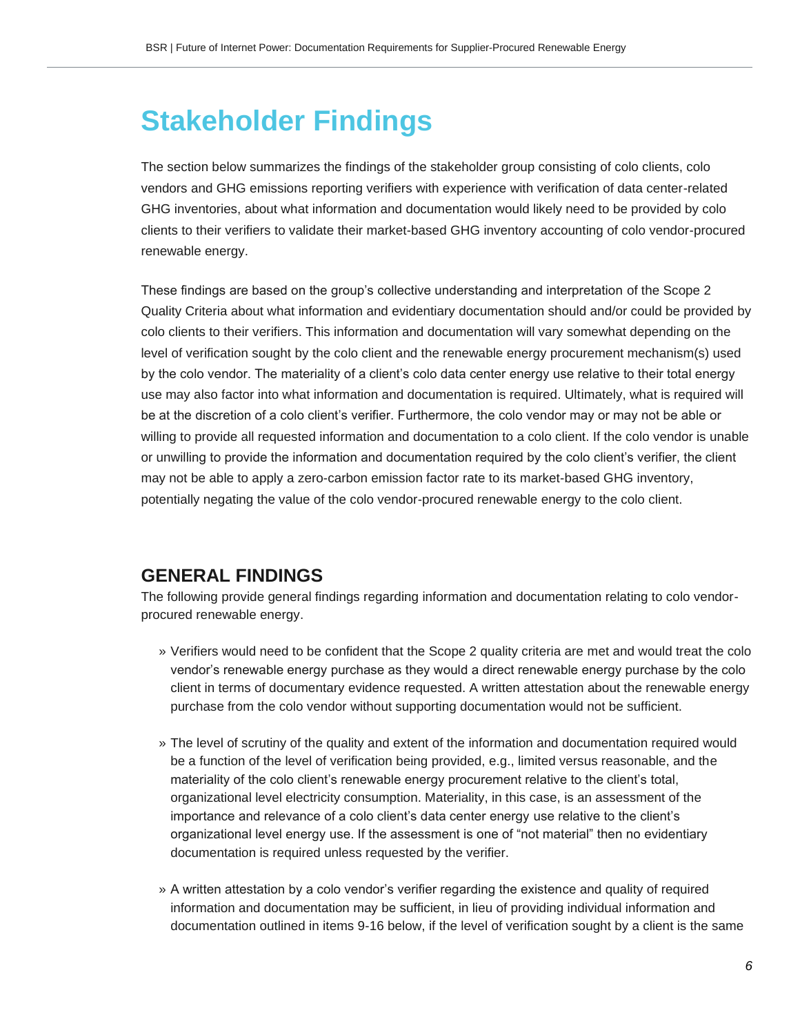# Stakeholder Findings

The section below summarizes the findings of the stakeholder group consisting of colo clients, colo vendors and GHG emissions reporting verifiers with experience with verification of data center-related GHG inventories, about what information and documentation would likely need to be provided by colo clients to their verifiers to validate their market-based GHG inventory accounting of colo vendor-procured renewable energy.

These findings are based on the group's collective understanding and interpretation of the Scope 2 Quality Criteria about what information and evidentiary documentation should and/or could be provided by colo clients to their verifiers. This information and documentation will vary somewhat depending on the level of verification sought by the colo client and the renewable energy procurement mechanism(s) used by the colo vendor. The materiality of a client's colo data center energy use relative to their total energy use may also factor into what information and documentation is required. Ultimately, what is required will be at the discretion of a colo client's verifier. Furthermore, the colo vendor may or may not be able or willing to provide all requested information and documentation to a colo client. If the colo vendor is unable or unwilling to provide the information and documentation required by the colo client's verifier, the client may not be able to apply a zero-carbon emission factor rate to its market-based GHG inventory, potentially negating the value of the colo vendor-procured renewable energy to the colo client.

## GENERAL FINDINGS

The following provide general findings regarding information and documentation relating to colo vendor-procured renewable energy.

- Verifiers would need to be confident that the Scope 2 quality criteria are met and would treat the colo vendor's renewable energy purchase as they would a direct renewable energy purchase by the colo client in terms of documentary evidence requested. A written attestation about the renewable energy purchase from the colo vendor without supporting documentation would not be sufficient.
- The level of scrutiny of the quality and extent of the information and documentation required would be a function of the level of verification being provided, e.g., limited versus reasonable, and the materiality of the colo client's renewable energy procurement relative to the client's total, organizational level electricity consumption. Materiality, in this case, is an assessment of the importance and relevance of a colo client's data center energy use relative to the client's organizational level energy use. If the assessment is one of "not material" then no evidentiary documentation is required unless requested by the verifier.
- A written attestation by a colo vendor's verifier regarding the existence and quality of required information and documentation may be sufficient, in lieu of providing individual information and documentation outlined in items 9-16 below, if the level of verification sought by a client is the same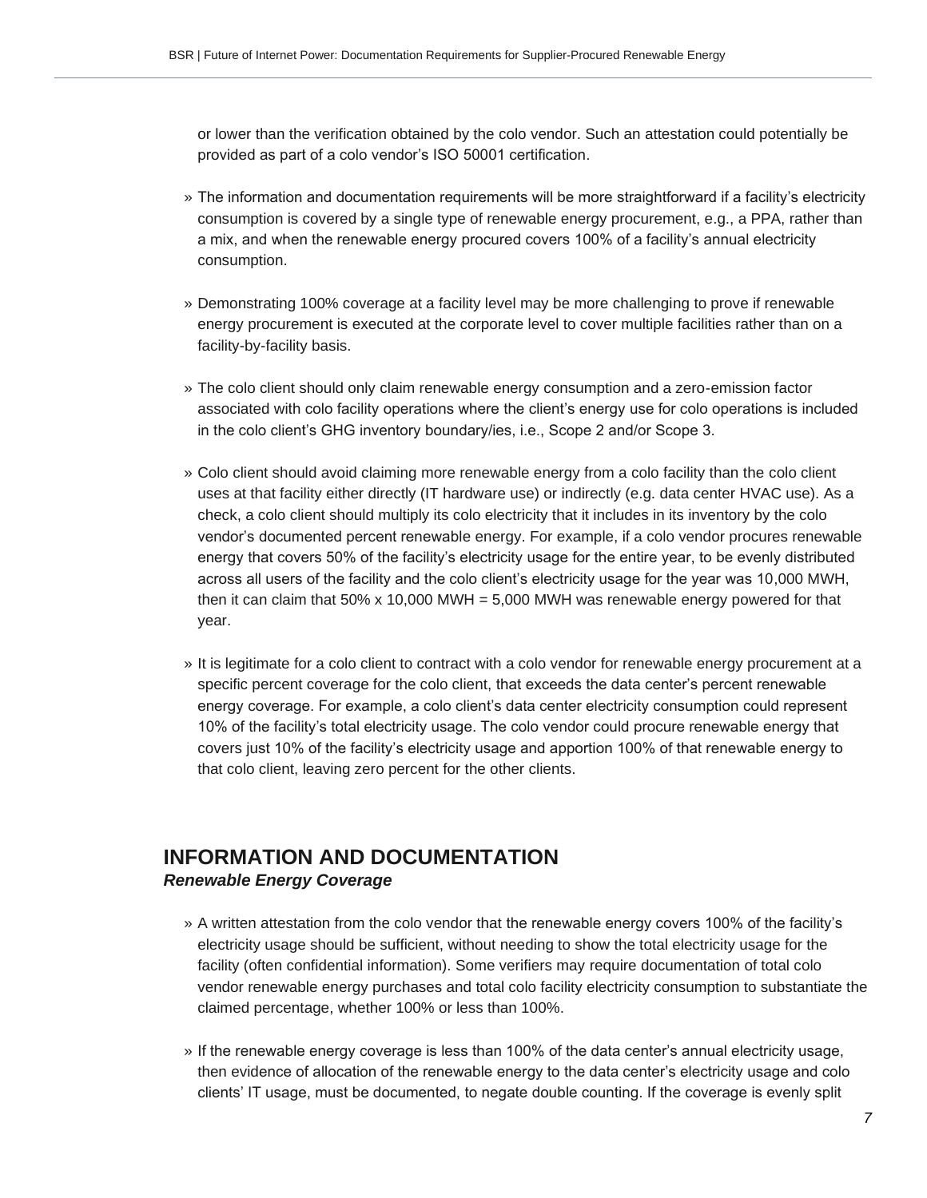or lower than the verification obtained by the colo vendor. Such an attestation could potentially be provided as part of a colo vendor's ISO 50001 certification.

» The information and documentation requirements will be more straightforward if a facility's electricity consumption is covered by a single type of renewable energy procurement, e.g., a PPA, rather than a mix, and when the renewable energy procured covers 100% of a facility's annual electricity consumption.

» Demonstrating 100% coverage at a facility level may be more challenging to prove if renewable energy procurement is executed at the corporate level to cover multiple facilities rather than on a facility-by-facility basis.

» The colo client should only claim renewable energy consumption and a zero-emission factor associated with colo facility operations where the client's energy use for colo operations is included in the colo client's GHG inventory boundary/ies, i.e., Scope 2 and/or Scope 3.

» Colo client should avoid claiming more renewable energy from a colo facility than the colo client uses at that facility either directly (IT hardware use) or indirectly (e.g. data center HVAC use). As a check, a colo client should multiply its colo electricity that it includes in its inventory by the colo vendor's documented percent renewable energy. For example, if a colo vendor procures renewable energy that covers 50% of the facility's electricity usage for the entire year, to be evenly distributed across all users of the facility and the colo client's electricity usage for the year was 10,000 MWH, then it can claim that 50% x 10,000 MWH = 5,000 MWH was renewable energy powered for that year.

» It is legitimate for a colo client to contract with a colo vendor for renewable energy procurement at a specific percent coverage for the colo client, that exceeds the data center's percent renewable energy coverage. For example, a colo client's data center electricity consumption could represent 10% of the facility's total electricity usage. The colo vendor could procure renewable energy that covers just 10% of the facility's electricity usage and apportion 100% of that renewable energy to that colo client, leaving zero percent for the other clients.

## INFORMATION AND DOCUMENTATION

***Renewable Energy Coverage***

» A written attestation from the colo vendor that the renewable energy covers 100% of the facility's electricity usage should be sufficient, without needing to show the total electricity usage for the facility (often confidential information). Some verifiers may require documentation of total colo vendor renewable energy purchases and total colo facility electricity consumption to substantiate the claimed percentage, whether 100% or less than 100%.

» If the renewable energy coverage is less than 100% of the data center's annual electricity usage, then evidence of allocation of the renewable energy to the data center's electricity usage and colo clients' IT usage, must be documented, to negate double counting. If the coverage is evenly split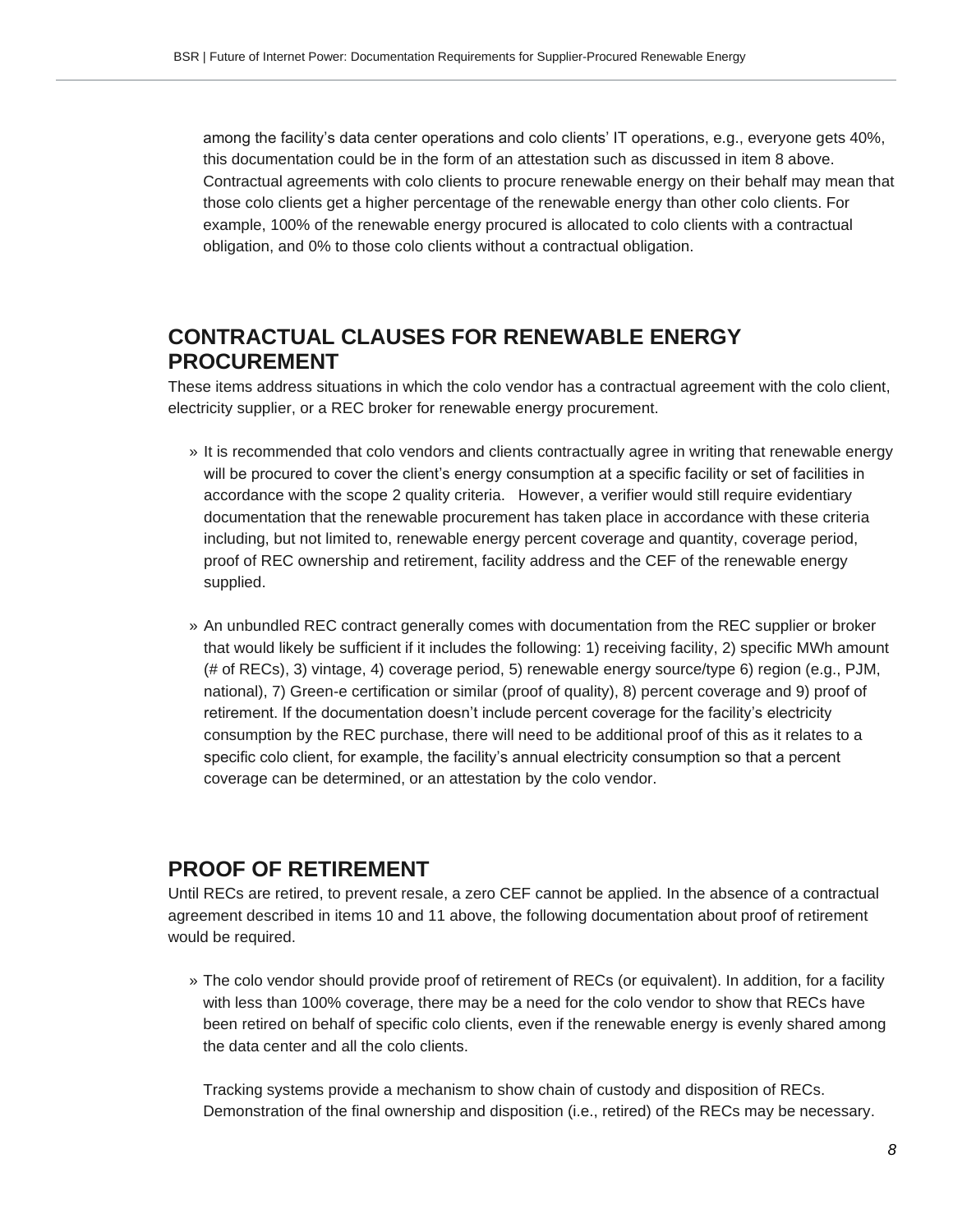among the facility's data center operations and colo clients' IT operations, e.g., everyone gets 40%, this documentation could be in the form of an attestation such as discussed in item 8 above. Contractual agreements with colo clients to procure renewable energy on their behalf may mean that those colo clients get a higher percentage of the renewable energy than other colo clients. For example, 100% of the renewable energy procured is allocated to colo clients with a contractual obligation, and 0% to those colo clients without a contractual obligation.

## CONTRACTUAL CLAUSES FOR RENEWABLE ENERGY PROCUREMENT

These items address situations in which the colo vendor has a contractual agreement with the colo client, electricity supplier, or a REC broker for renewable energy procurement.

» It is recommended that colo vendors and clients contractually agree in writing that renewable energy will be procured to cover the client's energy consumption at a specific facility or set of facilities in accordance with the scope 2 quality criteria. However, a verifier would still require evidentiary documentation that the renewable procurement has taken place in accordance with these criteria including, but not limited to, renewable energy percent coverage and quantity, coverage period, proof of REC ownership and retirement, facility address and the CEF of the renewable energy supplied.

» An unbundled REC contract generally comes with documentation from the REC supplier or broker that would likely be sufficient if it includes the following: 1) receiving facility, 2) specific MWh amount (# of RECs), 3) vintage, 4) coverage period, 5) renewable energy source/type 6) region (e.g., PJM, national), 7) Green-e certification or similar (proof of quality), 8) percent coverage and 9) proof of retirement. If the documentation doesn't include percent coverage for the facility's electricity consumption by the REC purchase, there will need to be additional proof of this as it relates to a specific colo client, for example, the facility's annual electricity consumption so that a percent coverage can be determined, or an attestation by the colo vendor.

## PROOF OF RETIREMENT

Until RECs are retired, to prevent resale, a zero CEF cannot be applied. In the absence of a contractual agreement described in items 10 and 11 above, the following documentation about proof of retirement would be required.

» The colo vendor should provide proof of retirement of RECs (or equivalent). In addition, for a facility with less than 100% coverage, there may be a need for the colo vendor to show that RECs have been retired on behalf of specific colo clients, even if the renewable energy is evenly shared among the data center and all the colo clients.

Tracking systems provide a mechanism to show chain of custody and disposition of RECs. Demonstration of the final ownership and disposition (i.e., retired) of the RECs may be necessary.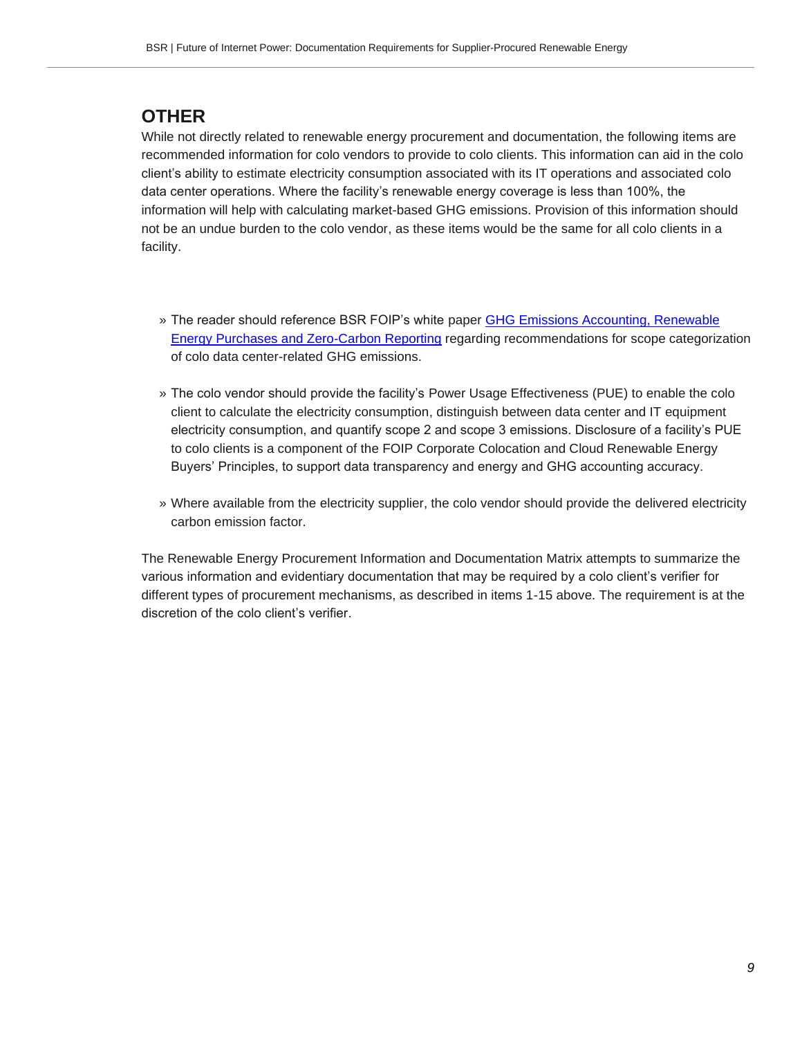## OTHER

While not directly related to renewable energy procurement and documentation, the following items are recommended information for colo vendors to provide to colo clients. This information can aid in the colo client's ability to estimate electricity consumption associated with its IT operations and associated colo data center operations. Where the facility's renewable energy coverage is less than 100%, the information will help with calculating market-based GHG emissions. Provision of this information should not be an undue burden to the colo vendor, as these items would be the same for all colo clients in a facility.

- The reader should reference BSR FOIP's white paper [GHG Emissions Accounting, Renewable Energy Purchases and Zero-Carbon Reporting]() regarding recommendations for scope categorization of colo data center-related GHG emissions.
- The colo vendor should provide the facility's Power Usage Effectiveness (PUE) to enable the colo client to calculate the electricity consumption, distinguish between data center and IT equipment electricity consumption, and quantify scope 2 and scope 3 emissions. Disclosure of a facility's PUE to colo clients is a component of the FOIP Corporate Colocation and Cloud Renewable Energy Buyers' Principles, to support data transparency and energy and GHG accounting accuracy.
- Where available from the electricity supplier, the colo vendor should provide the delivered electricity carbon emission factor.

The Renewable Energy Procurement Information and Documentation Matrix attempts to summarize the various information and evidentiary documentation that may be required by a colo client's verifier for different types of procurement mechanisms, as described in items 1-15 above. The requirement is at the discretion of the colo client's verifier.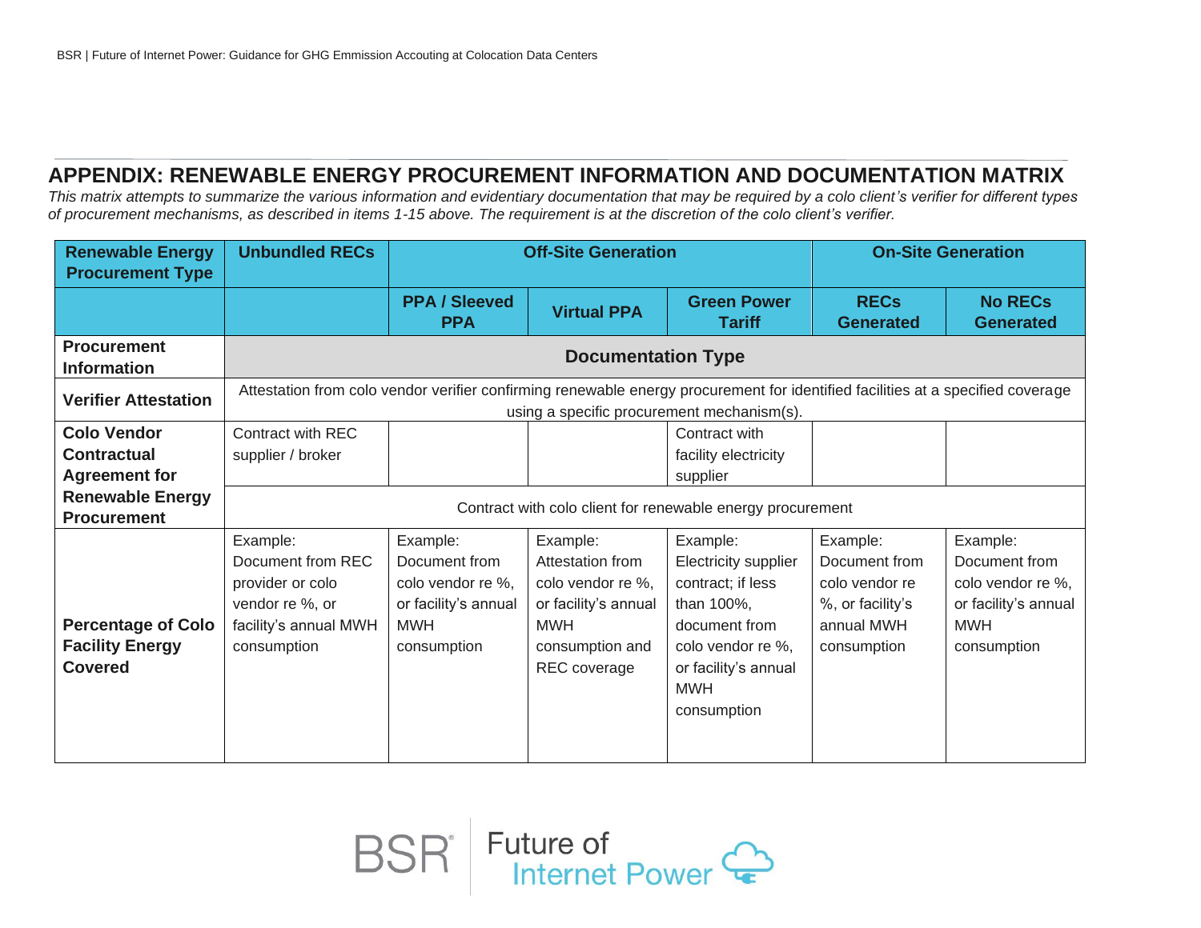## APPENDIX: RENEWABLE ENERGY PROCUREMENT INFORMATION AND DOCUMENTATION MATRIX

*This matrix attempts to summarize the various information and evidentiary documentation that may be required by a colo client's verifier for different types of procurement mechanisms, as described in items 1-15 above. The requirement is at the discretion of the colo client's verifier.*

| Renewable Energy Procurement Type | Unbundled RECs | Off-Site Generation | | | On-Site Generation | |
|---|---|---|---|---|---|---|
| | | PPA / Sleeved PPA | Virtual PPA | Green Power Tariff | RECs Generated | No RECs Generated |
| **Procurement Information** | **Documentation Type** | | | | | |
| **Verifier Attestation** | Attestation from colo vendor verifier confirming renewable energy procurement for identified facilities at a specified coverage using a specific procurement mechanism(s). | | | | | |
| **Colo Vendor Contractual Agreement for Renewable Energy Procurement** | Contract with REC supplier / broker | | | Contract with facility electricity supplier | | |
| | Contract with colo client for renewable energy procurement | | | | | |
| **Percentage of Colo Facility Energy Covered** | Example: Document from REC provider or colo vendor re %, or facility's annual MWH consumption | Example: Document from colo vendor re %, or facility's annual MWH consumption | Example: Attestation from colo vendor re %, or facility's annual MWH consumption and REC coverage | Example: Electricity supplier contract; if less than 100%, document from colo vendor re %, or facility's annual MWH consumption | Example: Document from colo vendor re %, or facility's annual MWH consumption | Example: Document from colo vendor re %, or facility's annual MWH consumption |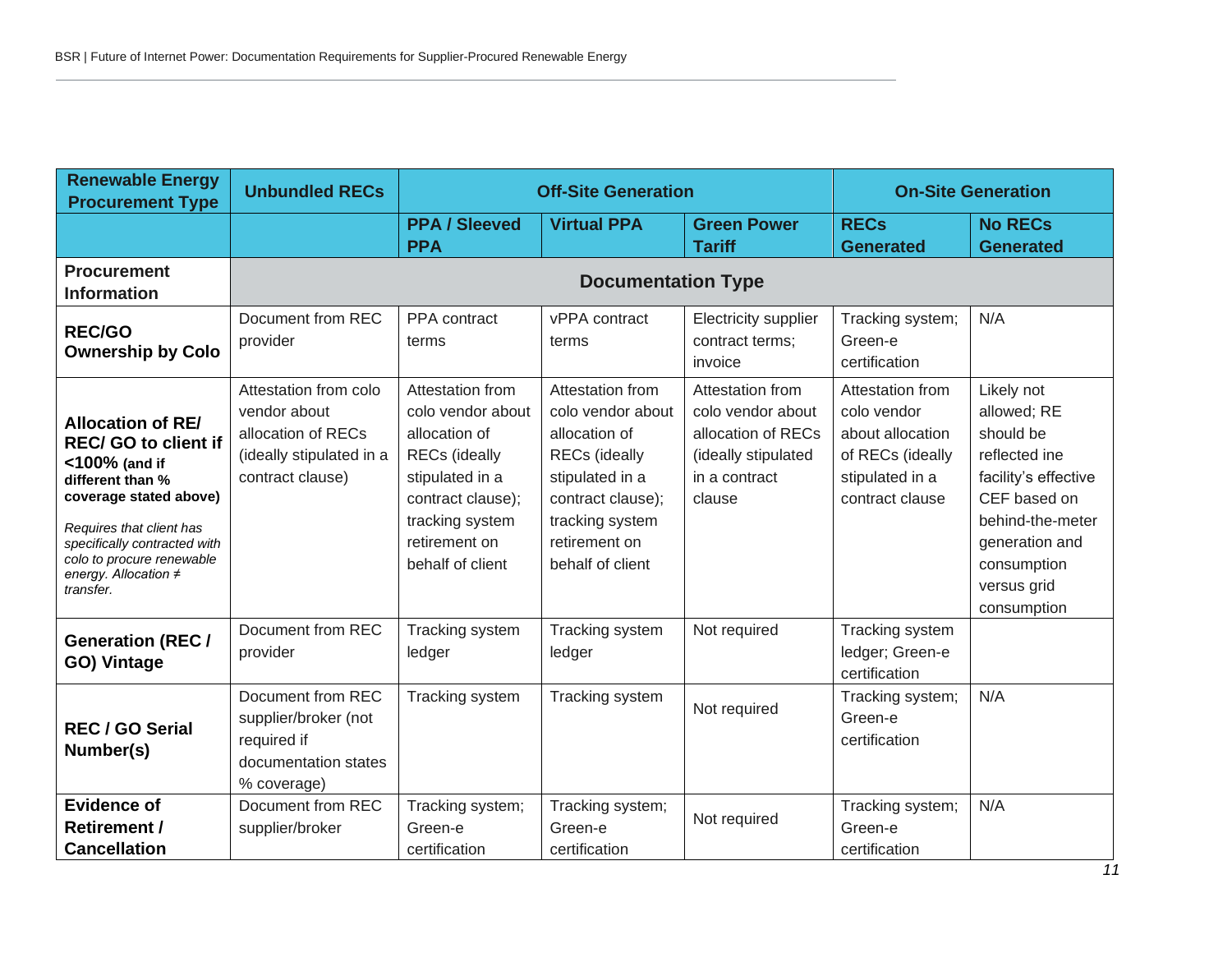| Renewable Energy Procurement Type | Unbundled RECs | Off-Site Generation | | | On-Site Generation | |
|---|---|---|---|---|---|---|
| | | PPA / Sleeved PPA | Virtual PPA | Green Power Tariff | RECs Generated | No RECs Generated |
| **Procurement Information** | **Documentation Type** | | | | | |
| **REC/GO Ownership by Colo** | Document from REC provider | PPA contract terms | vPPA contract terms | Electricity supplier contract terms; invoice | Tracking system; Green-e certification | N/A |
| **Allocation of RE/ REC/ GO to client if <100% (and if different than % coverage stated above)** *Requires that client has specifically contracted with colo to procure renewable energy. Allocation ≠ transfer.* | Attestation from colo vendor about allocation of RECs (ideally stipulated in a contract clause) | Attestation from colo vendor about allocation of RECs (ideally stipulated in a contract clause); tracking system retirement on behalf of client | Attestation from colo vendor about allocation of RECs (ideally stipulated in a contract clause); tracking system retirement on behalf of client | Attestation from colo vendor about allocation of RECs (ideally stipulated in a contract clause | Attestation from colo vendor about allocation of RECs (ideally stipulated in a contract clause | Likely not allowed; RE should be reflected ine facility's effective CEF based on behind-the-meter generation and consumption versus grid consumption |
| **Generation (REC / GO) Vintage** | Document from REC provider | Tracking system ledger | Tracking system ledger | Not required | Tracking system ledger; Green-e certification | |
| **REC / GO Serial Number(s)** | Document from REC supplier/broker (not required if documentation states % coverage) | Tracking system | Tracking system | Not required | Tracking system; Green-e certification | N/A |
| **Evidence of Retirement / Cancellation** | Document from REC supplier/broker | Tracking system; Green-e certification | Tracking system; Green-e certification | Not required | Tracking system; Green-e certification | N/A |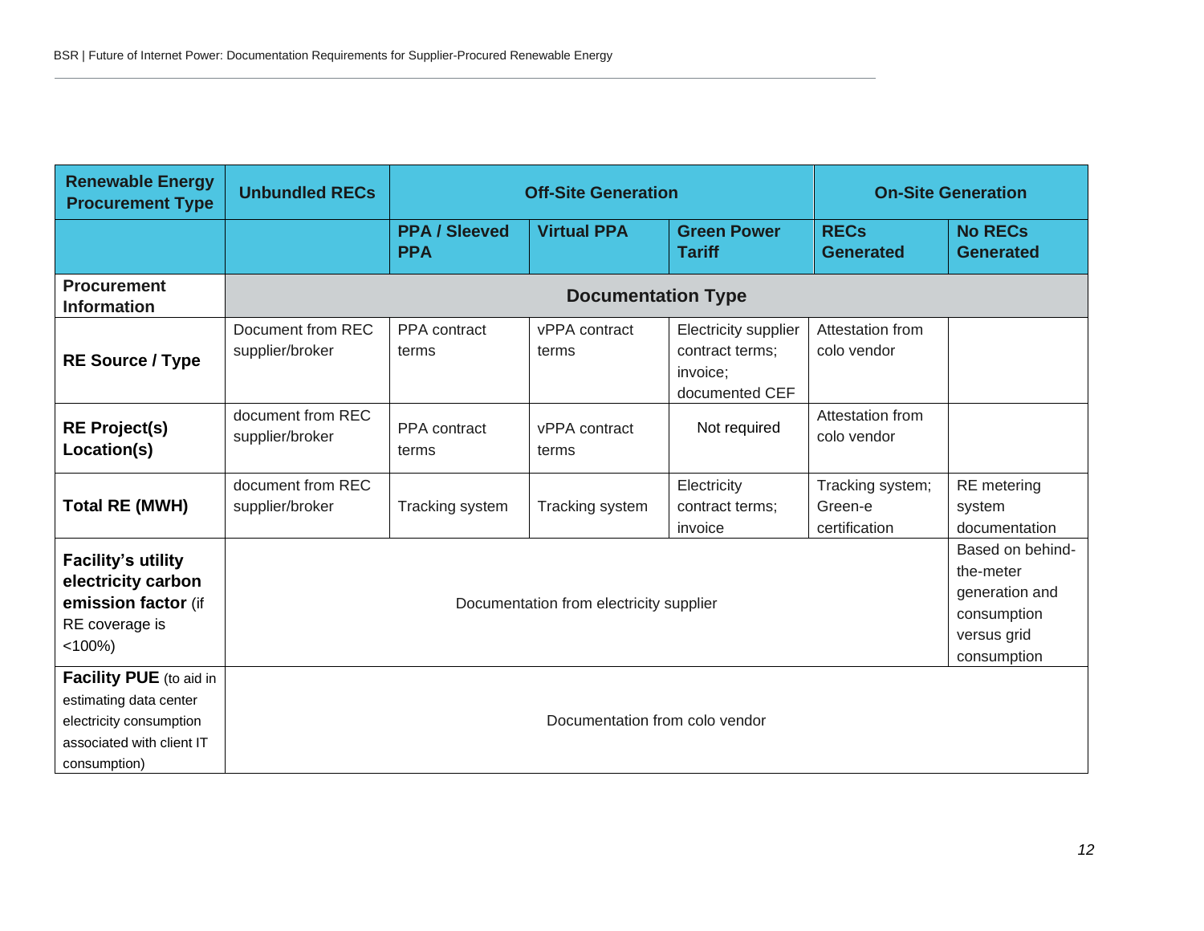| Renewable Energy Procurement Type | Unbundled RECs | Off-Site Generation | | | On-Site Generation | |
|---|---|---|---|---|---|---|
| | | PPA / Sleeved PPA | Virtual PPA | Green Power Tariff | RECs Generated | No RECs Generated |
| **Procurement Information** | **Documentation Type** | | | | | |
| **RE Source / Type** | Document from REC supplier/broker | PPA contract terms | vPPA contract terms | Electricity supplier contract terms; invoice; documented CEF | Attestation from colo vendor | |
| **RE Project(s) Location(s)** | document from REC supplier/broker | PPA contract terms | vPPA contract terms | Not required | Attestation from colo vendor | |
| **Total RE (MWH)** | document from REC supplier/broker | Tracking system | Tracking system | Electricity contract terms; invoice | Tracking system; Green-e certification | RE metering system documentation |
| **Facility's utility electricity carbon emission factor** (if RE coverage is <100%) | Documentation from electricity supplier | | | | | Based on behind-the-meter generation and consumption versus grid consumption |
| **Facility PUE** (to aid in estimating data center electricity consumption associated with client IT consumption) | Documentation from colo vendor | | | | | |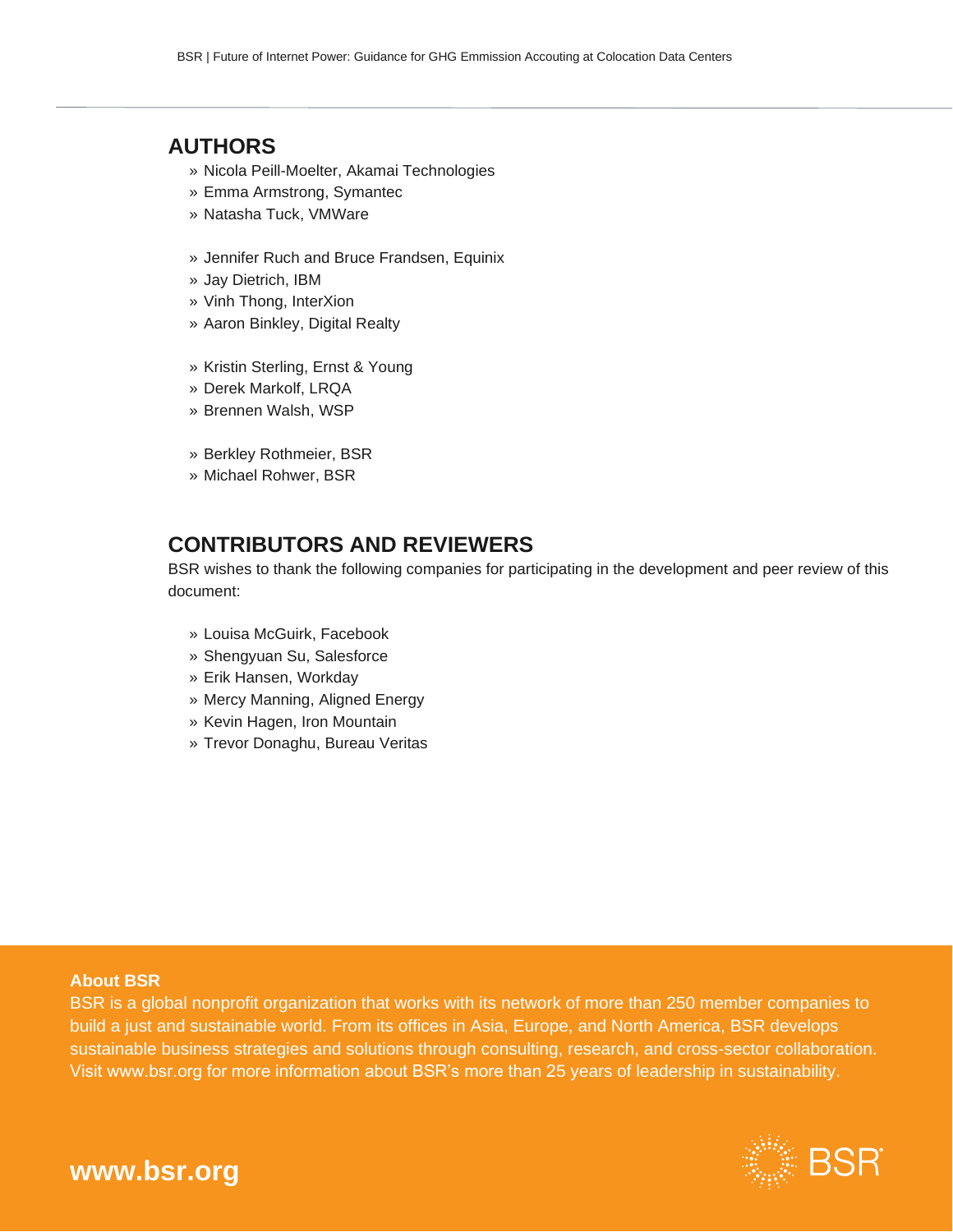## AUTHORS

- Nicola Peill-Moelter, Akamai Technologies
- Emma Armstrong, Symantec
- Natasha Tuck, VMWare

- Jennifer Ruch and Bruce Frandsen, Equinix
- Jay Dietrich, IBM
- Vinh Thong, InterXion
- Aaron Binkley, Digital Realty

- Kristin Sterling, Ernst & Young
- Derek Markolf, LRQA
- Brennen Walsh, WSP

- Berkley Rothmeier, BSR
- Michael Rohwer, BSR

## CONTRIBUTORS AND REVIEWERS

BSR wishes to thank the following companies for participating in the development and peer review of this document:

- Louisa McGuirk, Facebook
- Shengyuan Su, Salesforce
- Erik Hansen, Workday
- Mercy Manning, Aligned Energy
- Kevin Hagen, Iron Mountain
- Trevor Donaghu, Bureau Veritas

**About BSR**

BSR is a global nonprofit organization that works with its network of more than 250 member companies to build a just and sustainable world. From its offices in Asia, Europe, and North America, BSR develops sustainable business strategies and solutions through consulting, research, and cross-sector collaboration. Visit www.bsr.org for more information about BSR's more than 25 years of leadership in sustainability.

**www.bsr.org**

BSR